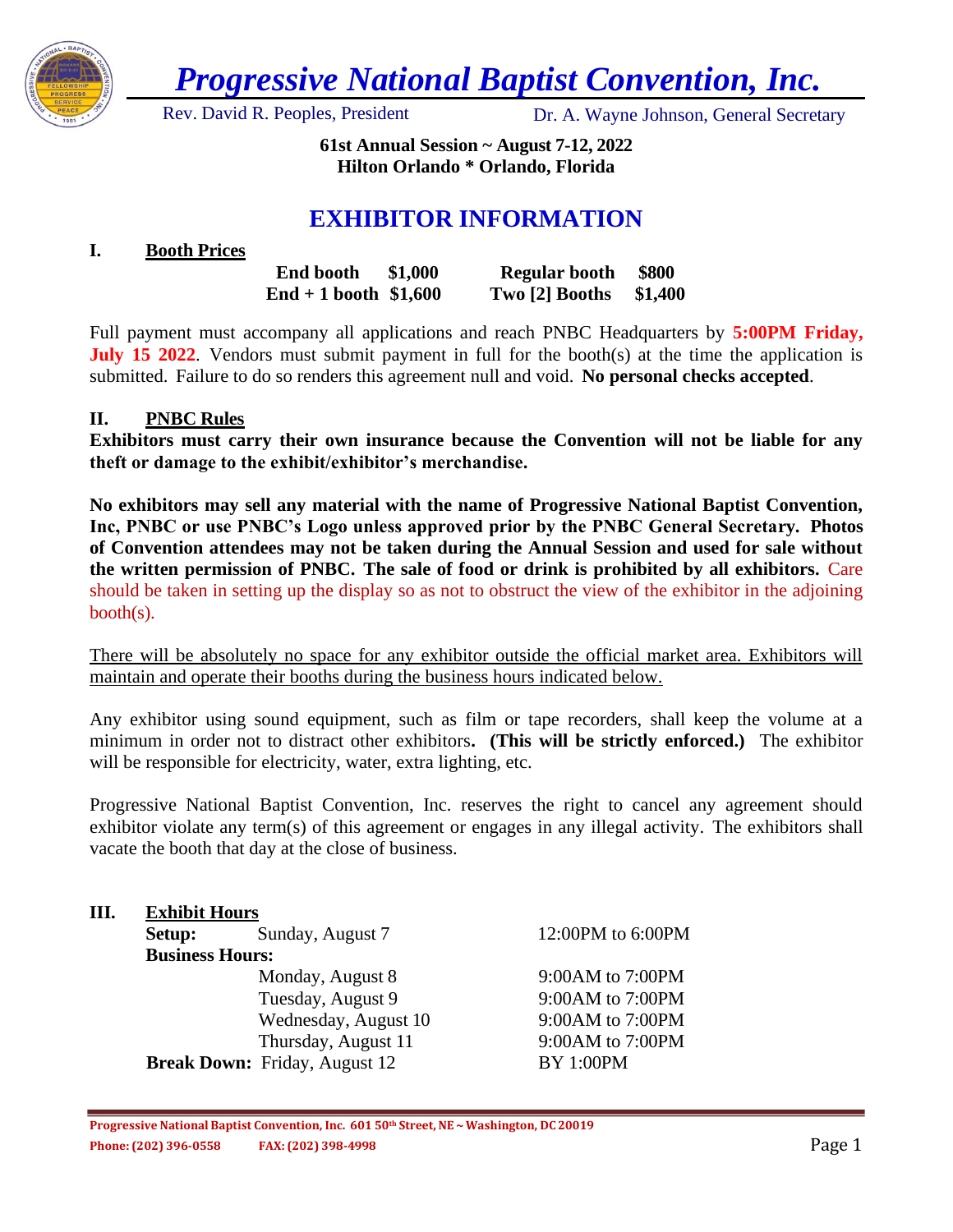# *Progressive National Baptist Convention, Inc.*

Rev. David R. Peoples, President — Dr. A. Wayne Johnson, General Secretary

**61st Annual Session ~ August 7-12, 2022**
**Hilton Orlando * Orlando, Florida**

## EXHIBITOR INFORMATION

### I. Booth Prices

| | | | |
|---|---|---|---|
| **End booth** | **$1,000** | **Regular booth** | **$800** |
| **End + 1 booth** | **$1,600** | **Two [2] Booths** | **$1,400** |

Full payment must accompany all applications and reach PNBC Headquarters by **5:00PM Friday, July 15 2022**. Vendors must submit payment in full for the booth(s) at the time the application is submitted. Failure to do so renders this agreement null and void. **No personal checks accepted**.

### II. PNBC Rules

**Exhibitors must carry their own insurance because the Convention will not be liable for any theft or damage to the exhibit/exhibitor's merchandise.**

**No exhibitors may sell any material with the name of Progressive National Baptist Convention, Inc, PNBC or use PNBC's Logo unless approved prior by the PNBC General Secretary. Photos of Convention attendees may not be taken during the Annual Session and used for sale without the written permission of PNBC. The sale of food or drink is prohibited by all exhibitors.** Care should be taken in setting up the display so as not to obstruct the view of the exhibitor in the adjoining booth(s).

There will be absolutely no space for any exhibitor outside the official market area. Exhibitors will maintain and operate their booths during the business hours indicated below.

Any exhibitor using sound equipment, such as film or tape recorders, shall keep the volume at a minimum in order not to distract other exhibitors**. (This will be strictly enforced.)** The exhibitor will be responsible for electricity, water, extra lighting, etc.

Progressive National Baptist Convention, Inc. reserves the right to cancel any agreement should exhibitor violate any term(s) of this agreement or engages in any illegal activity. The exhibitors shall vacate the booth that day at the close of business.

### III. Exhibit Hours

| | | |
|---|---|---|
| **Setup:** | Sunday, August 7 | 12:00PM to 6:00PM |
| **Business Hours:** | | |
| | Monday, August 8 | 9:00AM to 7:00PM |
| | Tuesday, August 9 | 9:00AM to 7:00PM |
| | Wednesday, August 10 | 9:00AM to 7:00PM |
| | Thursday, August 11 | 9:00AM to 7:00PM |
| **Break Down:** | Friday, August 12 | BY 1:00PM |

**Progressive National Baptist Convention, Inc. 601 50th Street, NE ~ Washington, DC 20019**
**Phone: (202) 396-0558 FAX: (202) 398-4998**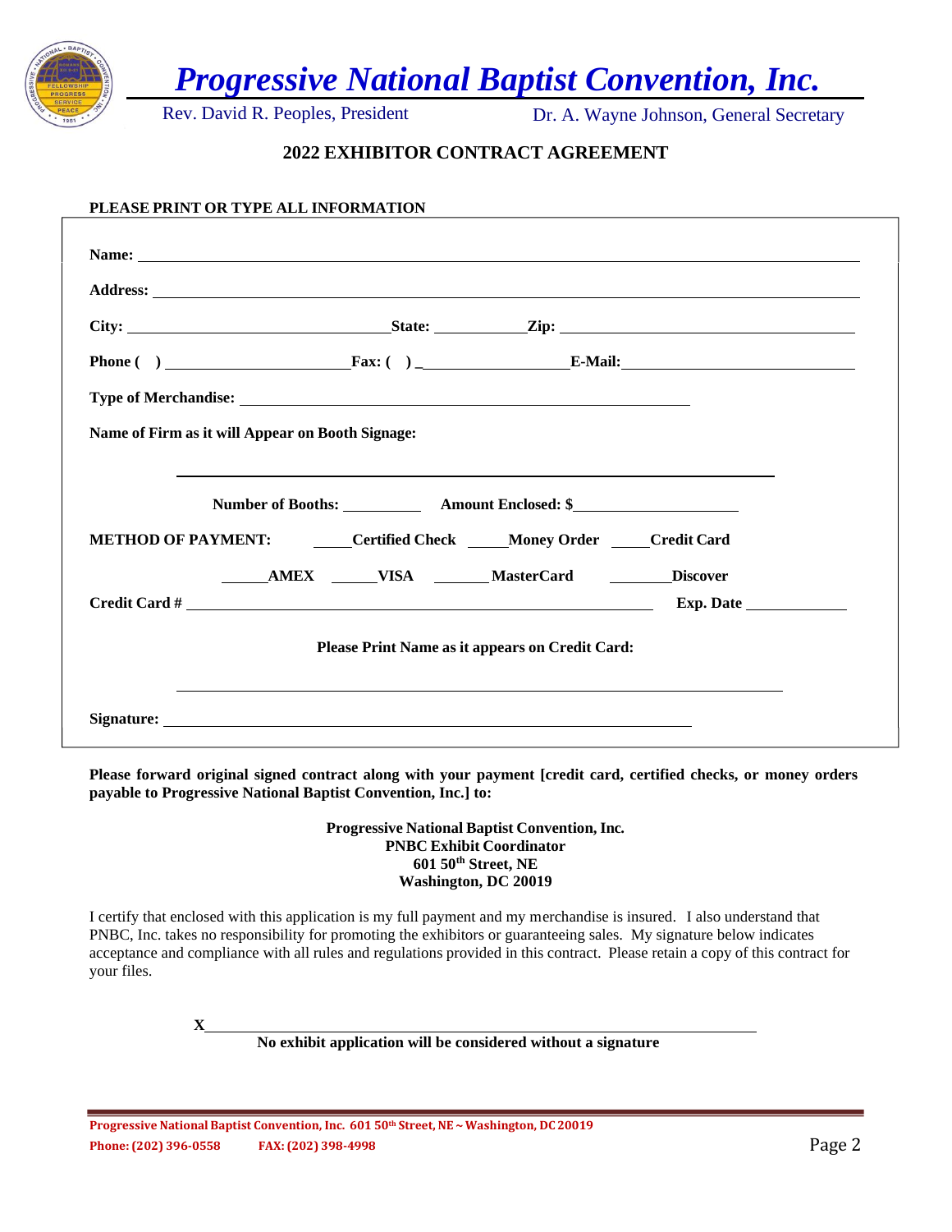# *Progressive National Baptist Convention, Inc.*

Rev. David R. Peoples, President — Dr. A. Wayne Johnson, General Secretary

## 2022 EXHIBITOR CONTRACT AGREEMENT

**PLEASE PRINT OR TYPE ALL INFORMATION**

**Name:** ____________________________________________

**Address:** ____________________________________________

**City:** ______________________ **State:** __________ **Zip:** ______________________

**Phone ( )** ______________________ **Fax: ( )** ______________________ **E-Mail:** ______________________

**Type of Merchandise:** ____________________________________________

**Name of Firm as it will Appear on Booth Signage:**

____________________________________________

**Number of Booths:** __________ **Amount Enclosed: $**______________________

**METHOD OF PAYMENT:** _____**Certified Check** _____**Money Order** _____**Credit Card**

______**AMEX** ______**VISA** _______**MasterCard** ________**Discover**

**Credit Card #** ____________________________________________ **Exp. Date** ____________

**Please Print Name as it appears on Credit Card:**

____________________________________________

**Signature:** ____________________________________________

**Please forward original signed contract along with your payment [credit card, certified checks, or money orders payable to Progressive National Baptist Convention, Inc.] to:**

**Progressive National Baptist Convention, Inc.**
**PNBC Exhibit Coordinator**
**601 50th Street, NE**
**Washington, DC 20019**

I certify that enclosed with this application is my full payment and my merchandise is insured. I also understand that PNBC, Inc. takes no responsibility for promoting the exhibitors or guaranteeing sales. My signature below indicates acceptance and compliance with all rules and regulations provided in this contract. Please retain a copy of this contract for your files.

**X**____________________________________________

**No exhibit application will be considered without a signature**

**Progressive National Baptist Convention, Inc. 601 50th Street, NE ~ Washington, DC 20019**
**Phone: (202) 396-0558 FAX: (202) 398-4998**